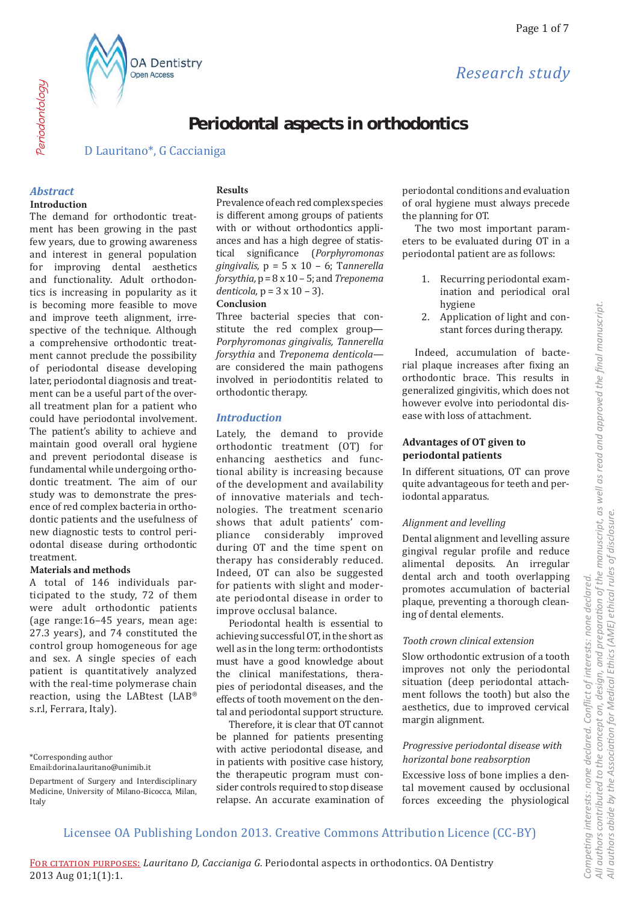Periodontology

Research study

# Periodontal aspects in orthodontics

D Lauritano*, G Caccianiga

## Abstract

**Introduction**

The demand for orthodontic treatment has been growing in the past few years, due to growing awareness and interest in general population for improving dental aesthetics and functionality. Adult orthodontics is increasing in popularity as it is becoming more feasible to move and improve teeth alignment, irrespective of the technique. Although a comprehensive orthodontic treatment cannot preclude the possibility of periodontal disease developing later, periodontal diagnosis and treatment can be a useful part of the overall treatment plan for a patient who could have periodontal involvement. The patient's ability to achieve and maintain good overall oral hygiene and prevent periodontal disease is fundamental while undergoing orthodontic treatment. The aim of our study was to demonstrate the presence of red complex bacteria in orthodontic patients and the usefulness of new diagnostic tests to control periodontal disease during orthodontic treatment.

**Materials and methods**

A total of 146 individuals participated to the study, 72 of them were adult orthodontic patients (age range:16–45 years, mean age: 27.3 years), and 74 constituted the control group homogeneous for age and sex. A single species of each patient is quantitatively analyzed with the real-time polymerase chain reaction, using the LABtest (LAB® s.r.l, Ferrara, Italy).

**Results**

Prevalence of each red complex species is different among groups of patients with or without orthodontics appliances and has a high degree of statistical significance (*Porphyromonas gingivalis,* p = 5 x 10 – 6; T*annerella forsythia,* p = 8 x 10 – 5; and *Treponema denticola,* p = 3 x 10 – 3).

**Conclusion**

Three bacterial species that constitute the red complex group—*Porphyromonas gingivalis, Tannerella forsythia* and *Treponema denticola*—are considered the main pathogens involved in periodontitis related to orthodontic therapy.

## Introduction

Lately, the demand to provide orthodontic treatment (OT) for enhancing aesthetics and functional ability is increasing because of the development and availability of innovative materials and technologies. The treatment scenario shows that adult patients' compliance considerably improved during OT and the time spent on therapy has considerably reduced. Indeed, OT can also be suggested for patients with slight and moderate periodontal disease in order to improve occlusal balance.

Periodontal health is essential to achieving successful OT, in the short as well as in the long term: orthodontists must have a good knowledge about the clinical manifestations, therapies of periodontal diseases, and the effects of tooth movement on the dental and periodontal support structure.

Therefore, it is clear that OT cannot be planned for patients presenting with active periodontal disease, and in patients with positive case history, the therapeutic program must consider controls required to stop disease relapse. An accurate examination of periodontal conditions and evaluation of oral hygiene must always precede the planning for OT.

The two most important parameters to be evaluated during OT in a periodontal patient are as follows:

1. Recurring periodontal examination and periodical oral hygiene
2. Application of light and constant forces during therapy.

Indeed, accumulation of bacterial plaque increases after fixing an orthodontic brace. This results in generalized gingivitis, which does not however evolve into periodontal disease with loss of attachment.

### Advantages of OT given to periodontal patients

In different situations, OT can prove quite advantageous for teeth and periodontal apparatus.

*Alignment and levelling*

Dental alignment and levelling assure gingival regular profile and reduce alimental deposits. An irregular dental arch and tooth overlapping promotes accumulation of bacterial plaque, preventing a thorough cleaning of dental elements.

*Tooth crown clinical extension*

Slow orthodontic extrusion of a tooth improves not only the periodontal situation (deep periodontal attachment follows the tooth) but also the aesthetics, due to improved cervical margin alignment.

*Progressive periodontal disease with horizontal bone reabsorption*

Excessive loss of bone implies a dental movement caused by occlusional forces exceeding the physiological

*Corresponding author
Email:dorina.lauritano@unimib.it

Department of Surgery and Interdisciplinary Medicine, University of Milano-Bicocca, Milan, Italy

Licensee OA Publishing London 2013. Creative Commons Attribution Licence (CC-BY)

For citation purposes: *Lauritano D, Caccianiga G.* Periodontal aspects in orthodontics. OA Dentistry 2013 Aug 01;1(1):1.

Competing interests: none declared. Conflict of interests: none declared.
All authors contributed to the concept on, design, and preparation of the manuscript, as well as read and approved the final manuscript.
All authors abide by the Association for Medical Ethics (AME) ethical rules of disclosure.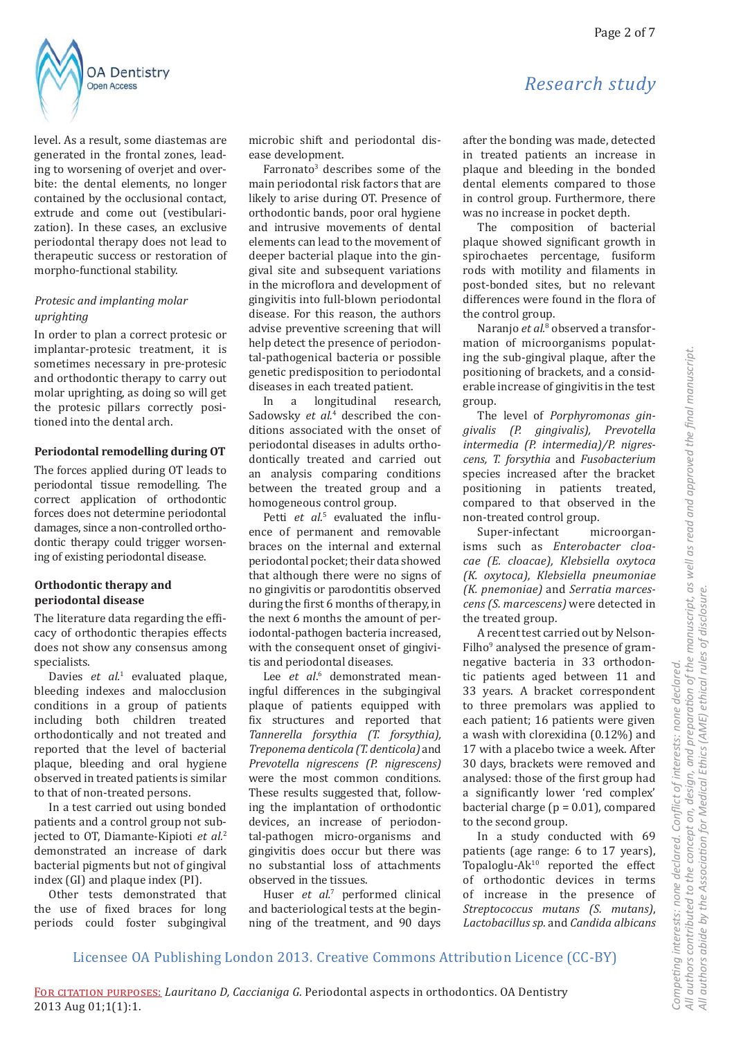level. As a result, some diastemas are generated in the frontal zones, leading to worsening of overjet and overbite: the dental elements, no longer contained by the occlusional contact, extrude and come out (vestibularization). In these cases, an exclusive periodontal therapy does not lead to therapeutic success or restoration of morpho-functional stability.

*Protesic and implanting molar uprighting*

In order to plan a correct protesic or implantar-protesic treatment, it is sometimes necessary in pre-protesic and orthodontic therapy to carry out molar uprighting, as doing so will get the protesic pillars correctly positioned into the dental arch.

## Periodontal remodelling during OT

The forces applied during OT leads to periodontal tissue remodelling. The correct application of orthodontic forces does not determine periodontal damages, since a non-controlled orthodontic therapy could trigger worsening of existing periodontal disease.

## Orthodontic therapy and periodontal disease

The literature data regarding the efficacy of orthodontic therapies effects does not show any consensus among specialists.

Davies *et al.*[1] evaluated plaque, bleeding indexes and malocclusion conditions in a group of patients including both children treated orthodontically and not treated and reported that the level of bacterial plaque, bleeding and oral hygiene observed in treated patients is similar to that of non-treated persons.

In a test carried out using bonded patients and a control group not subjected to OT, Diamante-Kipioti *et al.*[2] demonstrated an increase of dark bacterial pigments but not of gingival index (GI) and plaque index (PI).

Other tests demonstrated that the use of fixed braces for long periods could foster subgingival microbic shift and periodontal disease development.

Farronato[3] describes some of the main periodontal risk factors that are likely to arise during OT. Presence of orthodontic bands, poor oral hygiene and intrusive movements of dental elements can lead to the movement of deeper bacterial plaque into the gingival site and subsequent variations in the microflora and development of gingivitis into full-blown periodontal disease. For this reason, the authors advise preventive screening that will help detect the presence of periodontal-pathogenical bacteria or possible genetic predisposition to periodontal diseases in each treated patient.

In a longitudinal research, Sadowsky *et al.*[4] described the conditions associated with the onset of periodontal diseases in adults orthodontically treated and carried out an analysis comparing conditions between the treated group and a homogeneous control group.

Petti *et al.*[5] evaluated the influence of permanent and removable braces on the internal and external periodontal pocket; their data showed that although there were no signs of no gingivitis or parodontitis observed during the first 6 months of therapy, in the next 6 months the amount of periodontal-pathogen bacteria increased, with the consequent onset of gingivitis and periodontal diseases.

Lee *et al.*[6] demonstrated meaningful differences in the subgingival plaque of patients equipped with fix structures and reported that *Tannerella forsythia (T. forsythia)*, *Treponema denticola (T. denticola)* and *Prevotella nigrescens (P. nigrescens)* were the most common micro-organisms. These results suggested that, following the implantation of orthodontic devices, an increase of periodontal-pathogen micro-organisms and gingivitis does occur but there was no substantial loss of attachments observed in the tissues.

Huser *et al.*[7] performed clinical and bacteriological tests at the beginning of the treatment, and 90 days after the bonding was made, detected in treated patients an increase in plaque and bleeding in the bonded dental elements compared to those in control group. Furthermore, there was no increase in pocket depth.

The composition of bacterial plaque showed significant growth in spirochaetes percentage, fusiform rods with motility and filaments in post-bonded sites, but no relevant differences were found in the flora of the control group.

Naranjo *et al.*[8] observed a transformation of microorganisms populating the sub-gingival plaque, after the positioning of brackets, and a considerable increase of gingivitis in the test group.

The level of *Porphyromonas gingivalis (P. gingivalis)*, *Prevotella intermedia (P. intermedia)/P. nigrescens*, *T. forsythia* and *Fusobacterium* species increased after the bracket positioning in patients treated, compared to that observed in the non-treated control group.

Super-infectant microorganisms such as *Enterobacter cloacae (E. cloacae)*, *Klebsiella oxytoca (K. oxytoca)*, *Klebsiella pneumoniae (K. pnemoniae)* and *Serratia marcescens (S. marcescens)* were detected in the treated group.

A recent test carried out by Nelson-Filho[9] analysed the presence of gram-negative bacteria in 33 orthodontic patients aged between 11 and 33 years. A bracket correspondent to three premolars was applied to each patient; 16 patients were given a wash with clorexidina (0.12%) and 17 with a placebo twice a week. After 30 days, brackets were removed and analysed: those of the first group had a significantly lower 'red complex' bacterial charge ($p = 0.01$), compared to the second group.

In a study conducted with 69 patients (age range: 6 to 17 years), Topaloglu-Ak[10] reported the effect of orthodontic devices in terms of increase in the presence of *Streptococcus mutans (S. mutans)*, *Lactobacillus sp.* and *Candida albicans*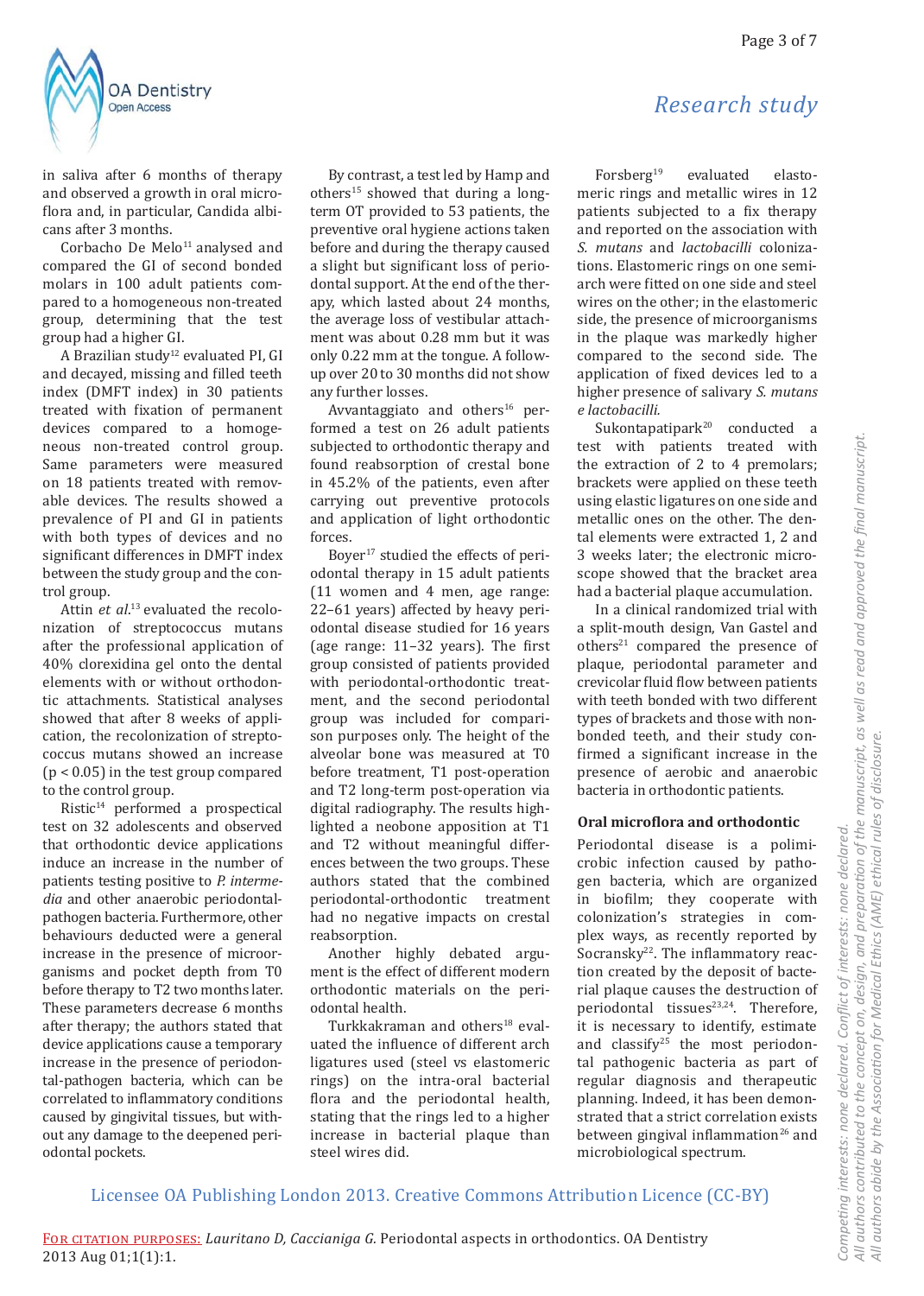in saliva after 6 months of therapy and observed a growth in oral microflora and, in particular, Candida albicans after 3 months.

Corbacho De Melo[11] analysed and compared the GI of second bonded molars in 100 adult patients compared to a homogeneous non-treated group, determining that the test group had a higher GI.

A Brazilian study[12] evaluated PI, GI and decayed, missing and filled teeth index (DMFT index) in 30 patients treated with fixation of permanent devices compared to a homogeneous non-treated control group. Same parameters were measured on 18 patients treated with removable devices. The results showed a prevalence of PI and GI in patients with both types of devices and no significant differences in DMFT index between the study group and the control group.

Attin *et al*.[13] evaluated the recolonization of streptococcus mutans after the professional application of 40% clorexidina gel onto the dental elements with or without orthodontic attachments. Statistical analyses showed that after 8 weeks of application, the recolonization of streptococcus mutans showed an increase ($p < 0.05$) in the test group compared to the control group.

Ristic[14] performed a prospectical test on 32 adolescents and observed that orthodontic device applications induce an increase in the number of patients testing positive to *P. intermedia* and other anaerobic periodontal-pathogen bacteria. Furthermore, other behaviours deducted were a general increase in the presence of microorganisms and pocket depth from T0 before therapy to T2 two months later. These parameters decrease 6 months after therapy; the authors stated that device applications cause a temporary increase in the presence of periodontal-pathogen bacteria, which can be correlated to inflammatory conditions caused by gingival tissues, but without any damage to the deepened periodontal pockets.

By contrast, a test led by Hamp and others[15] showed that during a long-term OT provided to 53 patients, the preventive oral hygiene actions taken before and during the therapy caused a slight but significant loss of periodontal support. At the end of the therapy, which lasted about 24 months, the average loss of vestibular attachment was about 0.28 mm but it was only 0.22 mm at the tongue. A follow-up over 20 to 30 months did not show any further losses.

Avvantaggiato and others[16] performed a test on 26 adult patients subjected to orthodontic therapy and found reabsorption of crestal bone in 45.2% of the patients, even after carrying out preventive protocols and application of light orthodontic forces.

Boyer[17] studied the effects of periodontal therapy in 15 adult patients (11 women and 4 men, age range: 22–61 years) affected by heavy periodontal disease studied for 16 years (age range: 11–32 years). The first group consisted of patients provided with periodontal-orthodontic treatment, and the second periodontal group was included for comparison purposes only. The height of the alveolar bone was measured at T0 before treatment, T1 post-operation and T2 long-term post-operation via digital radiography. The results highlighted a neobone apposition at T1 and T2 without meaningful differences between the two groups. These authors stated that the combined periodontal-orthodontic treatment had no negative impacts on crestal reabsorption.

Another highly debated argument is the effect of different modern orthodontic materials on the periodontal health.

Turkkakraman and others[18] evaluated the influence of different arch ligatures used (steel vs elastomeric rings) on the intra-oral bacterial flora and the periodontal health, stating that the rings led to a higher increase in bacterial plaque than steel wires did.

Forsberg[19] evaluated elastomeric rings and metallic wires in 12 patients subjected to a fix therapy and reported on the association with *S. mutans* and *lactobacilli* colonizations. Elastomeric rings on one semi-arch were fitted on one side and steel wires on the other; in the elastomeric side, the presence of microorganisms in the plaque was markedly higher compared to the second side. The application of fixed devices led to a higher presence of salivary *S. mutans e lactobacilli.*

Sukontapatipark[20] conducted a test with patients treated with the extraction of 2 to 4 premolars; brackets were applied on these teeth using elastic ligatures on one side and metallic ones on the other. The dental elements were extracted 1, 2 and 3 weeks later; the electronic microscope showed that the bracket area had a bacterial plaque accumulation.

In a clinical randomized trial with a split-mouth design, Van Gastel and others[21] compared the presence of plaque, periodontal parameter and crevicular fluid flow between patients with teeth bonded with two different types of brackets and those with non-bonded teeth, and their study confirmed a significant increase in the presence of aerobic and anaerobic bacteria in orthodontic patients.

### Oral microflora and orthodontic

Periodontal disease is a polimicrobic infection caused by pathogen bacteria, which are organized in biofilm; they cooperate with colonization's strategies in complex ways, as recently reported by Socransky[22]. The inflammatory reaction created by the deposit of bacterial plaque causes the destruction of periodontal tissues[23,24]. Therefore, it is necessary to identify, estimate and classify[25] the most periodontal pathogenic bacteria as part of regular diagnosis and therapeutic planning. Indeed, it has been demonstrated that a strict correlation exists between gingival inflammation[26] and microbiological spectrum.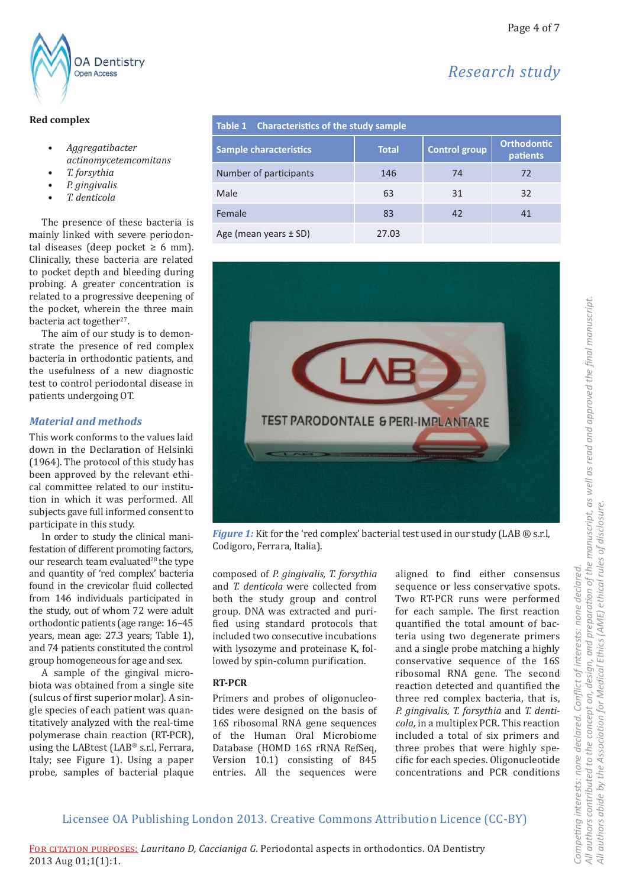**Red complex**

- *Aggregatibacter actinomycetemcomitans*
- *T. forsythia*
- *P. gingivalis*
- *T. denticola*

The presence of these bacteria is mainly linked with severe periodontal diseases (deep pocket ≥ 6 mm). Clinically, these bacteria are related to pocket depth and bleeding during probing. A greater concentration is related to a progressive deepening of the pocket, wherein the three main bacteria act together[27].

The aim of our study is to demonstrate the presence of red complex bacteria in orthodontic patients, and the usefulness of a new diagnostic test to control periodontal disease in patients undergoing OT.

## Material and methods

This work conforms to the values laid down in the Declaration of Helsinki (1964). The protocol of this study has been approved by the relevant ethical committee related to our institution in which it was performed. All subjects gave full informed consent to participate in this study.

In order to study the clinical manifestation of different promoting factors, our research team evaluated[28] the type and quantity of 'red complex' bacteria found in the crevicular fluid collected from 146 individuals participated in the study, out of whom 72 were adult orthodontic patients (age range: 16–45 years, mean age: 27.3 years; Table 1), and 74 patients constituted the control group homogeneous for age and sex.

**Table 1 Characteristics of the study sample**

| Sample characteristics | Total | Control group | Orthodontic patients |
|---|---|---|---|
| Number of participants | 146 | 74 | 72 |
| Male | 63 | 31 | 32 |
| Female | 83 | 42 | 41 |
| Age (mean years ± SD) | 27.03 | | |

A sample of the gingival microbiota was obtained from a single site (sulcus of first superior molar). A single species of each patient was quantitatively analyzed with the real-time polymerase chain reaction (RT-PCR), using the LABtest (LAB® s.r.l, Ferrara, Italy; see Figure 1). Using a paper probe, samples of bacterial plaque composed of *P. gingivalis, T. forsythia* and *T. denticola* were collected from both the study group and control group. DNA was extracted and purified using standard protocols that included two consecutive incubations with lysozyme and proteinase K, followed by spin-column purification.

*Figure 1:* Kit for the 'red complex' bacterial test used in our study (LAB ® s.r.l, Codigoro, Ferrara, Italia).

### RT-PCR

Primers and probes of oligonucleotides were designed on the basis of 16S ribosomal RNA gene sequences of the Human Oral Microbiome Database (HOMD 16S rRNA RefSeq, Version 10.1) consisting of 845 entries. All the sequences were aligned to find either consensus sequence or less conservative spots. Two RT-PCR runs were performed for each sample. The first reaction quantified the total amount of bacteria using two degenerate primers and a single probe matching a highly conservative sequence of the 16S ribosomal RNA gene. The second reaction detected and quantified the three red complex bacteria, that is, *P. gingivalis, T. forsythia* and *T. denticola,* in a multiplex PCR. This reaction included a total of six primers and three probes that were highly specific for each species. Oligonucleotide concentrations and PCR conditions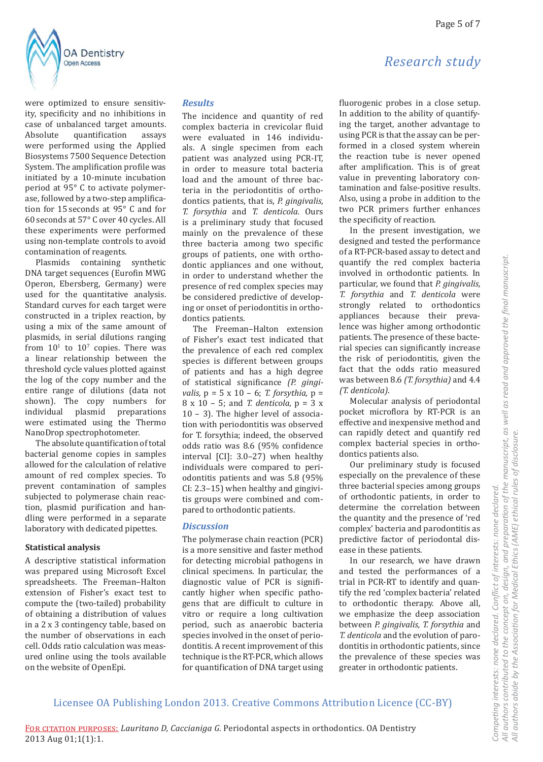were optimized to ensure sensitivity, specificity and no inhibitions in case of unbalanced target amounts. Absolute quantification assays were performed using the Applied Biosystems 7500 Sequence Detection System. The amplification profile was initiated by a 10-minute incubation period at 95° C to activate polymerase, followed by a two-step amplification for 15 seconds at 95° C and for 60 seconds at 57° C over 40 cycles. All these experiments were performed using non-template controls to avoid contamination of reagents.

Plasmids containing synthetic DNA target sequences (Eurofin MWG Operon, Ebersberg, Germany) were used for the quantitative analysis. Standard curves for each target were constructed in a triplex reaction, by using a mix of the same amount of plasmids, in serial dilutions ranging from $10^1$ to $10^7$ copies. There was a linear relationship between the threshold cycle values plotted against the log of the copy number and the entire range of dilutions (data not shown). The copy numbers for individual plasmid preparations were estimated using the Thermo NanoDrop spectrophotometer.

The absolute quantification of total bacterial genome copies in samples allowed for the calculation of relative amount of red complex species. To prevent contamination of samples subjected to polymerase chain reaction, plasmid purification and handling were performed in a separate laboratory with dedicated pipettes.

### Statistical analysis

A descriptive statistical information was prepared using Microsoft Excel spreadsheets. The Freeman–Halton extension of Fisher's exact test to compute the (two-tailed) probability of obtaining a distribution of values in a 2 x 3 contingency table, based on the number of observations in each cell. Odds ratio calculation was measured online using the tools available on the website of OpenEpi.

## Results

The incidence and quantity of red complex bacteria in crevicolar fluid were evaluated in 146 individuals. A single specimen from each patient was analyzed using PCR-IT, in order to measure total bacteria load and the amount of three bacteria in the periodontitis of orthodontics patients, that is, *P. gingivalis, T. forsythia* and *T. denticola*. Ours is a preliminary study that focused mainly on the prevalence of these three bacteria among two specific groups of patients, one with orthodontic appliances and one without, in order to understand whether the presence of red complex species may be considered predictive of developing or onset of periodontitis in orthodontics patients.

The Freeman–Halton extension of Fisher's exact test indicated that the prevalence of each red complex species is different between groups of patients and has a high degree of statistical significance *(P. gingivalis*, p = 5 x 10 – 6; *T. forsythia*, p = 8 x 10 – 5; and *T. denticola*, p = 3 x 10 – 3). The higher level of association with periodontitis was observed for T. forsythia; indeed, the observed odds ratio was 8.6 (95% confidence interval [CI]: 3.0–27) when healthy individuals were compared to periodontitis patients and was 5.8 (95% CI: 2.3–15) when healthy and gingivitis groups were combined and compared to orthodontic patients.

## Discussion

The polymerase chain reaction (PCR) is a more sensitive and faster method for detecting microbial pathogens in clinical specimens. In particular, the diagnostic value of PCR is significantly higher when specific pathogens that are difficult to culture in vitro or require a long cultivation period, such as anaerobic bacteria species involved in the onset of periodontitis. A recent improvement of this technique is the RT-PCR, which allows for quantification of DNA target using fluorogenic probes in a close setup. In addition to the ability of quantifying the target, another advantage to using PCR is that the assay can be performed in a closed system wherein the reaction tube is never opened after amplification. This is of great value in preventing laboratory contamination and false-positive results. Also, using a probe in addition to the two PCR primers further enhances the specificity of reaction.

In the present investigation, we designed and tested the performance of a RT-PCR-based assay to detect and quantify the red complex bacteria involved in orthodontic patients. In particular, we found that *P. gingivalis, T. forsythia* and *T. denticola* were strongly related to orthodontics appliances because their prevalence was higher among orthodontic patients. The presence of these bacterial species can significantly increase the risk of periodontitis, given the fact that the odds ratio measured was between 8.6 *(T. forsythia)* and 4.4 *(T. denticola)*.

Molecular analysis of periodontal pocket microflora by RT-PCR is an effective and inexpensive method and can rapidly detect and quantify red complex bacterial species in orthodontics patients also.

Our preliminary study is focused especially on the prevalence of these three bacterial species among groups of orthodontic patients, in order to determine the correlation between the quantity and the presence of 'red complex' bacteria and parodontitis as predictive factor of periodontal disease in these patients.

In our research, we have drawn and tested the performances of a trial in PCR-RT to identify and quantify the red 'complex bacteria' related to orthodontic therapy. Above all, we emphasize the deep association between *P. gingivalis, T. forsythia* and *T. denticola* and the evolution of parodontitis in orthodontic patients, since the prevalence of these species was greater in orthodontic patients.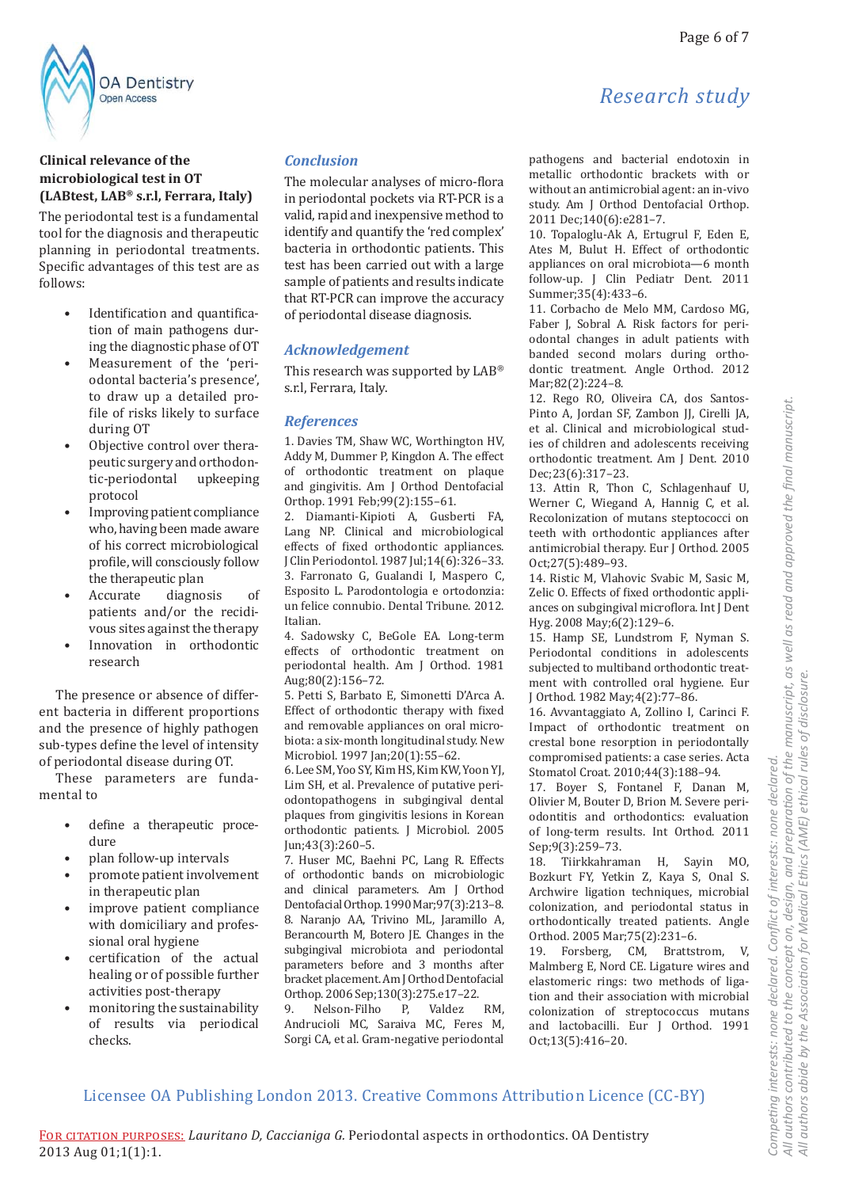### Clinical relevance of the microbiological test in OT (LABtest, LAB® s.r.l, Ferrara, Italy)

The periodontal test is a fundamental tool for the diagnosis and therapeutic planning in periodontal treatments. Specific advantages of this test are as follows:

- Identification and quantification of main pathogens during the diagnostic phase of OT
- Measurement of the 'periodontal bacteria's presence', to draw up a detailed profile of risks likely to surface during OT
- Objective control over therapeutic surgery and orthodontic-periodontal upkeeping protocol
- Improving patient compliance who, having been made aware of his correct microbiological profile, will consciously follow the therapeutic plan
- Accurate diagnosis of patients and/or the recidivous sites against the therapy
- Innovation in orthodontic research

The presence or absence of different bacteria in different proportions and the presence of highly pathogen sub-types define the level of intensity of periodontal disease during OT.

These parameters are fundamental to

- define a therapeutic procedure
- plan follow-up intervals
- promote patient involvement in therapeutic plan
- improve patient compliance with domiciliary and professional oral hygiene
- certification of the actual healing or of possible further activities post-therapy
- monitoring the sustainability of results via periodical checks.

## Conclusion

The molecular analyses of micro-flora in periodontal pockets via RT-PCR is a valid, rapid and inexpensive method to identify and quantify the 'red complex' bacteria in orthodontic patients. This test has been carried out with a large sample of patients and results indicate that RT-PCR can improve the accuracy of periodontal disease diagnosis.

## Acknowledgement

This research was supported by LAB® s.r.l, Ferrara, Italy.

## References

1. Davies TM, Shaw WC, Worthington HV, Addy M, Dummer P, Kingdon A. The effect of orthodontic treatment on plaque and gingivitis. Am J Orthod Dentofacial Orthop. 1991 Feb;99(2):155–61.
2. Diamanti-Kipioti A, Gusberti FA, Lang NP. Clinical and microbiological effects of fixed orthodontic appliances. J Clin Periodontol. 1987 Jul;14(6):326–33.
3. Farronato G, Gualandi I, Maspero C, Esposito L. Parodontologia e ortodonzia: un felice connubio. Dental Tribune. 2012. Italian.
4. Sadowsky C, BeGole EA. Long-term effects of orthodontic treatment on periodontal health. Am J Orthod. 1981 Aug;80(2):156–72.
5. Petti S, Barbato E, Simonetti D'Arca A. Effect of orthodontic therapy with fixed and removable appliances on oral microbiota: a six-month longitudinal study. New Microbiol. 1997 Jan;20(1):55–62.
6. Lee SM, Yoo SY, Kim HS, Kim KW, Yoon YJ, Lim SH, et al. Prevalence of putative periodontopathogens in subgingival dental plaques from gingivitis lesions in Korean orthodontic patients. J Microbiol. 2005 Jun;43(3):260–5.
7. Huser MC, Baehni PC, Lang R. Effects of orthodontic bands on microbiologic and clinical parameters. Am J Orthod Dentofacial Orthop. 1990 Mar;97(3):213–8.
8. Naranjo AA, Trivino ML, Jaramillo A, Berancourth M, Botero JE. Changes in the subgingival microbiota and periodontal parameters before and 3 months after bracket placement. Am J Orthod Dentofacial Orthop. 2006 Sep;130(3):275.e17–22.
9. Nelson-Filho P, Valdez RM, Andrucioli MC, Saraiva MC, Feres M, Sorgi CA, et al. Gram-negative periodontal pathogens and bacterial endotoxin in metallic orthodontic brackets with or without an antimicrobial agent: an in-vivo study. Am J Orthod Dentofacial Orthop. 2011 Dec;140(6):e281–7.
10. Topaloglu-Ak A, Ertugrul F, Eden E, Ates M, Bulut H. Effect of orthodontic appliances on oral microbiota—6 month follow-up. J Clin Pediatr Dent. 2011 Summer;35(4):433–6.
11. Corbacho de Melo MM, Cardoso MG, Faber J, Sobral A. Risk factors for periodontal changes in adult patients with banded second molars during orthodontic treatment. Angle Orthod. 2012 Mar;82(2):224–8.
12. Rego RO, Oliveira CA, dos Santos-Pinto A, Jordan SF, Zambon JJ, Cirelli JA, et al. Clinical and microbiological studies of children and adolescents receiving orthodontic treatment. Am J Dent. 2010 Dec;23(6):317–23.
13. Attin R, Thon C, Schlagenhauf U, Werner C, Wiegand A, Hannig C, et al. Recolonization of mutans steptococci on teeth with orthodontic appliances after antimicrobial therapy. Eur J Orthod. 2005 Oct;27(5):489–93.
14. Ristic M, Vlahovic Svabic M, Sasic M, Zelic O. Effects of fixed orthodontic appliances on subgingival microflora. Int J Dent Hyg. 2008 May;6(2):129–6.
15. Hamp SE, Lundstrom F, Nyman S. Periodontal conditions in adolescents subjected to multiband orthodontic treatment with controlled oral hygiene. Eur J Orthod. 1982 May;4(2):77–86.
16. Avvantaggiato A, Zollino I, Carinci F. Impact of orthodontic treatment on crestal bone resorption in periodontally compromised patients: a case series. Acta Stomatol Croat. 2010;44(3):188–94.
17. Boyer S, Fontanel F, Danan M, Olivier M, Bouter D, Brion M. Severe periodontitis and orthodontics: evaluation of long-term results. Int Orthod. 2011 Sep;9(3):259–73.
18. Tiirkkahraman H, Sayin MO, Bozkurt FY, Yetkin Z, Kaya S, Onal S. Archwire ligation techniques, microbial colonization, and periodontal status in orthodontically treated patients. Angle Orthod. 2005 Mar;75(2):231–6.
19. Forsberg, CM, Brattstrom, V, Malmberg E, Nord CE. Ligature wires and elastomeric rings: two methods of ligation and their association with microbial colonization of streptococcus mutans and lactobacilli. Eur J Orthod. 1991 Oct;13(5):416–20.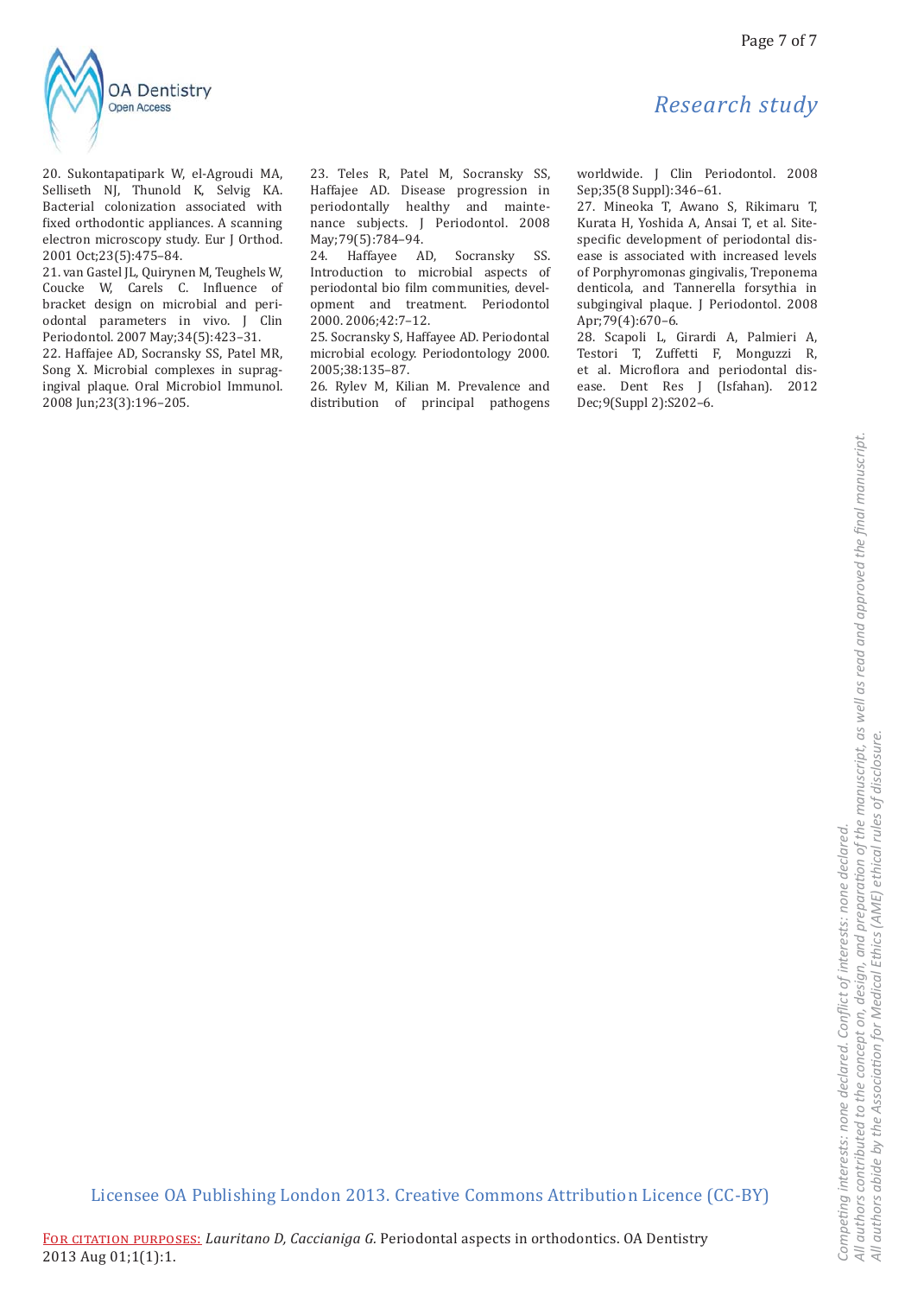20. Sukontapatipark W, el-Agroudi MA, Selliseth NJ, Thunold K, Selvig KA. Bacterial colonization associated with fixed orthodontic appliances. A scanning electron microscopy study. Eur J Orthod. 2001 Oct;23(5):475–84.

21. van Gastel JL, Quirynen M, Teughels W, Coucke W, Carels C. Influence of bracket design on microbial and periodontal parameters in vivo. J Clin Periodontol. 2007 May;34(5):423–31.

22. Haffajee AD, Socransky SS, Patel MR, Song X. Microbial complexes in supragingival plaque. Oral Microbiol Immunol. 2008 Jun;23(3):196–205.

23. Teles R, Patel M, Socransky SS, Haffajee AD. Disease progression in periodontally healthy and maintenance subjects. J Periodontol. 2008 May;79(5):784–94.

24. Haffayee AD, Socransky SS. Introduction to microbial aspects of periodontal bio film communities, development and treatment. Periodontol 2000. 2006;42:7–12.

25. Socransky S, Haffayee AD. Periodontal microbial ecology. Periodontology 2000. 2005;38:135–87.

26. Rylev M, Kilian M. Prevalence and distribution of principal pathogens worldwide. J Clin Periodontol. 2008 Sep;35(8 Suppl):346–61.

27. Mineoka T, Awano S, Rikimaru T, Kurata H, Yoshida A, Ansai T, et al. Site-specific development of periodontal disease is associated with increased levels of Porphyromonas gingivalis, Treponema denticola, and Tannerella forsythia in subgingival plaque. J Periodontol. 2008 Apr;79(4):670–6.

28. Scapoli L, Girardi A, Palmieri A, Testori T, Zuffetti F, Monguzzi R, et al. Microflora and periodontal disease. Dent Res J (Isfahan). 2012 Dec;9(Suppl 2):S202–6.

*Competing interests: none declared. Conflict of interests: none declared.*
*All authors contributed to the concept on, design, and preparation of the manuscript, as well as read and approved the final manuscript.*
*All authors abide by the Association for Medical Ethics (AME) ethical rules of disclosure.*

Licensee OA Publishing London 2013. Creative Commons Attribution Licence (CC-BY)

For citation purposes: *Lauritano D, Caccianiga G.* Periodontal aspects in orthodontics. OA Dentistry 2013 Aug 01;1(1):1.